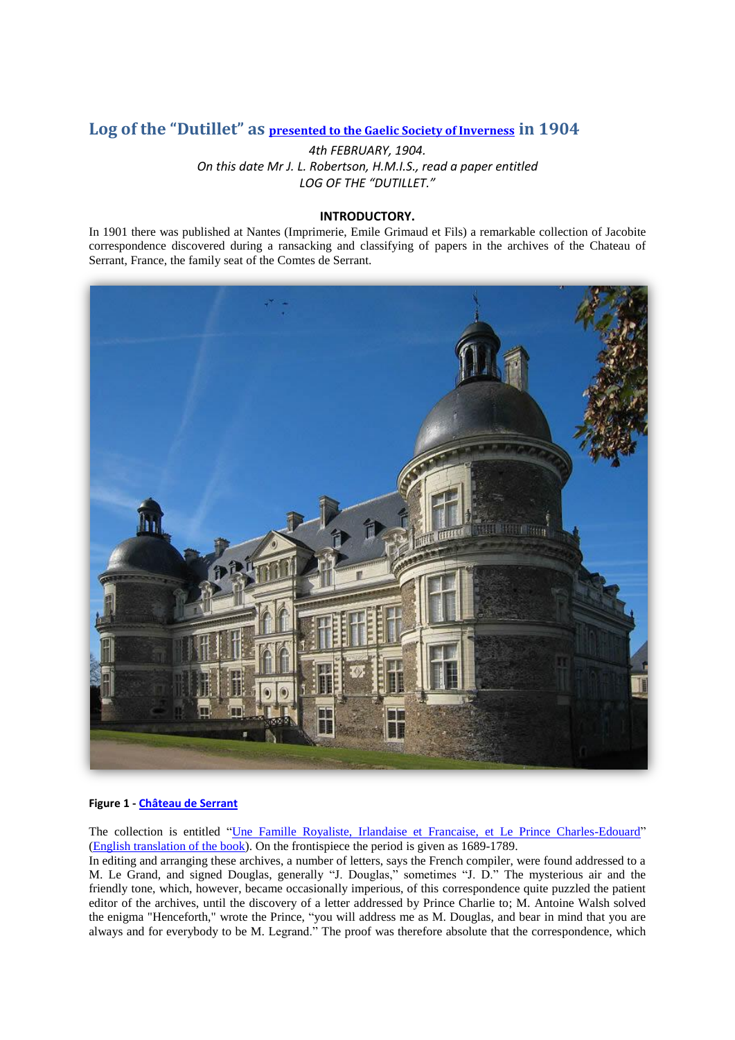# Log of the "Dutillet" as presented to the Gaelic Society of Inverness in 1904

*4th FEBRUARY, 1904.*
*On this date Mr J. L. Robertson, H.M.I.S., read a paper entitled*
*LOG OF THE "DUTILLET."*

**INTRODUCTORY.**

In 1901 there was published at Nantes (Imprimerie, Emile Grimaud et Fils) a remarkable collection of Jacobite correspondence discovered during a ransacking and classifying of papers in the archives of the Chateau of Serrant, France, the family seat of the Comtes de Serrant.

**Figure 1 - Château de Serrant**

The collection is entitled "Une Famille Royaliste, Irlandaise et Francaise, et Le Prince Charles-Edouard" (English translation of the book). On the frontispiece the period is given as 1689-1789.

In editing and arranging these archives, a number of letters, says the French compiler, were found addressed to a M. Le Grand, and signed Douglas, generally "J. Douglas," sometimes "J. D." The mysterious air and the friendly tone, which, however, became occasionally imperious, of this correspondence quite puzzled the patient editor of the archives, until the discovery of a letter addressed by Prince Charlie to; M. Antoine Walsh solved the enigma "Henceforth," wrote the Prince, "you will address me as M. Douglas, and bear in mind that you are always and for everybody to be M. Legrand." The proof was therefore absolute that the correspondence, which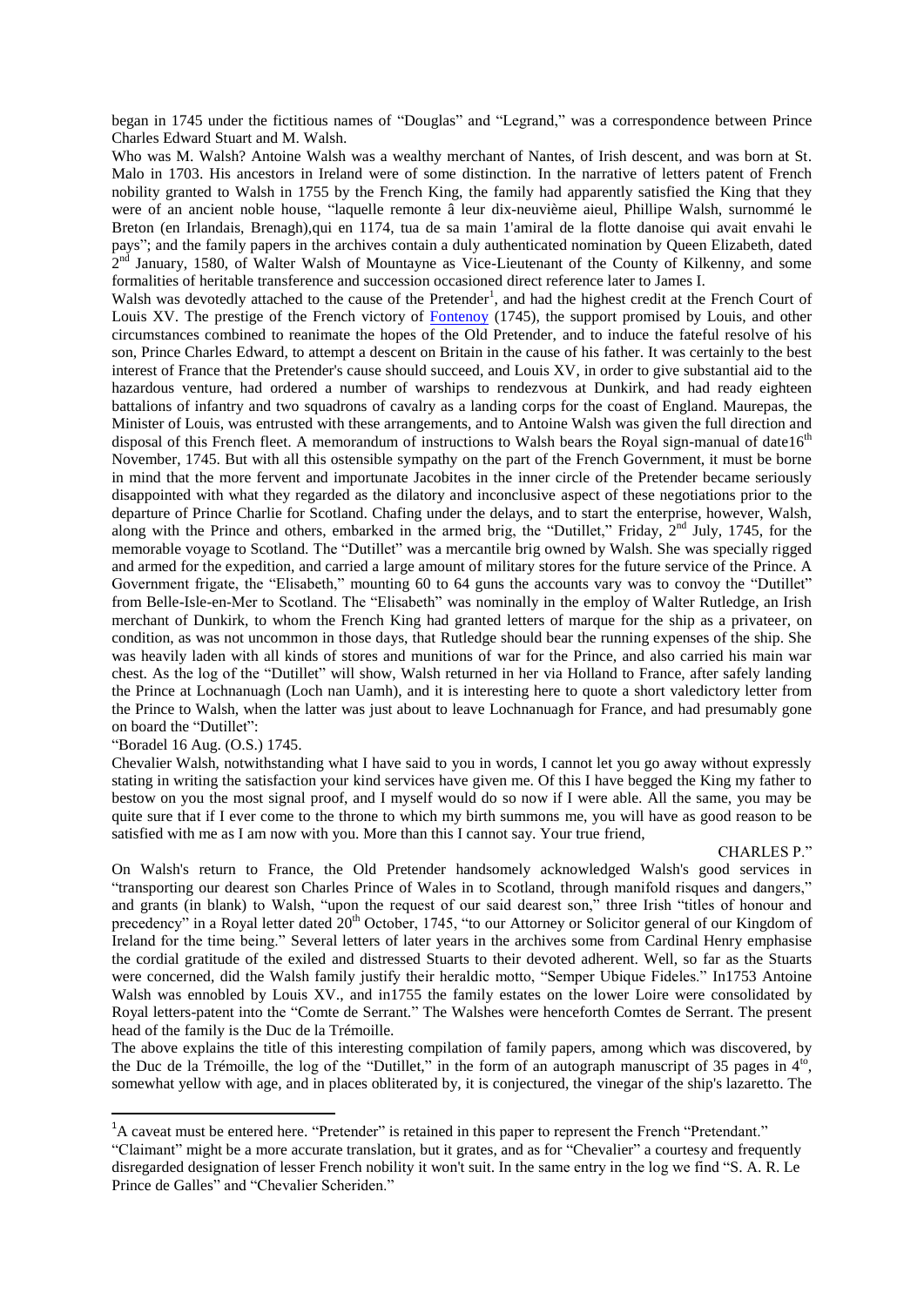began in 1745 under the fictitious names of "Douglas" and "Legrand," was a correspondence between Prince Charles Edward Stuart and M. Walsh.

Who was M. Walsh? Antoine Walsh was a wealthy merchant of Nantes, of Irish descent, and was born at St. Malo in 1703. His ancestors in Ireland were of some distinction. In the narrative of letters patent of French nobility granted to Walsh in 1755 by the French King, the family had apparently satisfied the King that they were of an ancient noble house, "laquelle remonte â leur dix-neuvième aieul, Phillipe Walsh, surnommé le Breton (en Irlandais, Brenagh),qui en 1174, tua de sa main 1'amiral de la flotte danoise qui avait envahi le pays"; and the family papers in the archives contain a duly authenticated nomination by Queen Elizabeth, dated 2nd January, 1580, of Walter Walsh of Mountayne as Vice-Lieutenant of the County of Kilkenny, and some formalities of heritable transference and succession occasioned direct reference later to James I.

Walsh was devotedly attached to the cause of the Pretender[1], and had the highest credit at the French Court of Louis XV. The prestige of the French victory of Fontenoy (1745), the support promised by Louis, and other circumstances combined to reanimate the hopes of the Old Pretender, and to induce the fateful resolve of his son, Prince Charles Edward, to attempt a descent on Britain in the cause of his father. It was certainly to the best interest of France that the Pretender's cause should succeed, and Louis XV, in order to give substantial aid to the hazardous venture, had ordered a number of warships to rendezvous at Dunkirk, and had ready eighteen battalions of infantry and two squadrons of cavalry as a landing corps for the coast of England. Maurepas, the Minister of Louis, was entrusted with these arrangements, and to Antoine Walsh was given the full direction and disposal of this French fleet. A memorandum of instructions to Walsh bears the Royal sign-manual of date16th November, 1745. But with all this ostensible sympathy on the part of the French Government, it must be borne in mind that the more fervent and importunate Jacobites in the inner circle of the Pretender became seriously disappointed with what they regarded as the dilatory and inconclusive aspect of these negotiations prior to the departure of Prince Charlie for Scotland. Chafing under the delays, and to start the enterprise, however, Walsh, along with the Prince and others, embarked in the armed brig, the "Dutillet," Friday, 2nd July, 1745, for the memorable voyage to Scotland. The "Dutillet" was a mercantile brig owned by Walsh. She was specially rigged and armed for the expedition, and carried a large amount of military stores for the future service of the Prince. A Government frigate, the "Elisabeth," mounting 60 to 64 guns the accounts vary was to convoy the "Dutillet" from Belle-Isle-en-Mer to Scotland. The "Elisabeth" was nominally in the employ of Walter Rutledge, an Irish merchant of Dunkirk, to whom the French King had granted letters of marque for the ship as a privateer, on condition, as was not uncommon in those days, that Rutledge should bear the running expenses of the ship. She was heavily laden with all kinds of stores and munitions of war for the Prince, and also carried his main war chest. As the log of the "Dutillet" will show, Walsh returned in her via Holland to France, after safely landing the Prince at Lochnanuagh (Loch nan Uamh), and it is interesting here to quote a short valedictory letter from the Prince to Walsh, when the latter was just about to leave Lochnanuagh for France, and had presumably gone on board the "Dutillet":

"Boradel 16 Aug. (O.S.) 1745.

Chevalier Walsh, notwithstanding what I have said to you in words, I cannot let you go away without expressly stating in writing the satisfaction your kind services have given me. Of this I have begged the King my father to bestow on you the most signal proof, and I myself would do so now if I were able. All the same, you may be quite sure that if I ever come to the throne to which my birth summons me, you will have as good reason to be satisfied with me as I am now with you. More than this I cannot say. Your true friend,

CHARLES P."

On Walsh's return to France, the Old Pretender handsomely acknowledged Walsh's good services in "transporting our dearest son Charles Prince of Wales in to Scotland, through manifold risques and dangers," and grants (in blank) to Walsh, "upon the request of our said dearest son," three Irish "titles of honour and precedency" in a Royal letter dated 20th October, 1745, "to our Attorney or Solicitor general of our Kingdom of Ireland for the time being." Several letters of later years in the archives some from Cardinal Henry emphasise the cordial gratitude of the exiled and distressed Stuarts to their devoted adherent. Well, so far as the Stuarts were concerned, did the Walsh family justify their heraldic motto, "Semper Ubique Fideles." In1753 Antoine Walsh was ennobled by Louis XV., and in1755 the family estates on the lower Loire were consolidated by Royal letters-patent into the "Comte de Serrant." The Walshes were henceforth Comtes de Serrant. The present head of the family is the Duc de la Trémoille.

The above explains the title of this interesting compilation of family papers, among which was discovered, by the Duc de la Trémoille, the log of the "Dutillet," in the form of an autograph manuscript of 35 pages in 4to, somewhat yellow with age, and in places obliterated by, it is conjectured, the vinegar of the ship's lazaretto. The

[1] A caveat must be entered here. "Pretender" is retained in this paper to represent the French "Pretendant." "Claimant" might be a more accurate translation, but it grates, and as for "Chevalier" a courtesy and frequently disregarded designation of lesser French nobility it won't suit. In the same entry in the log we find "S. A. R. Le Prince de Galles" and "Chevalier Scheriden."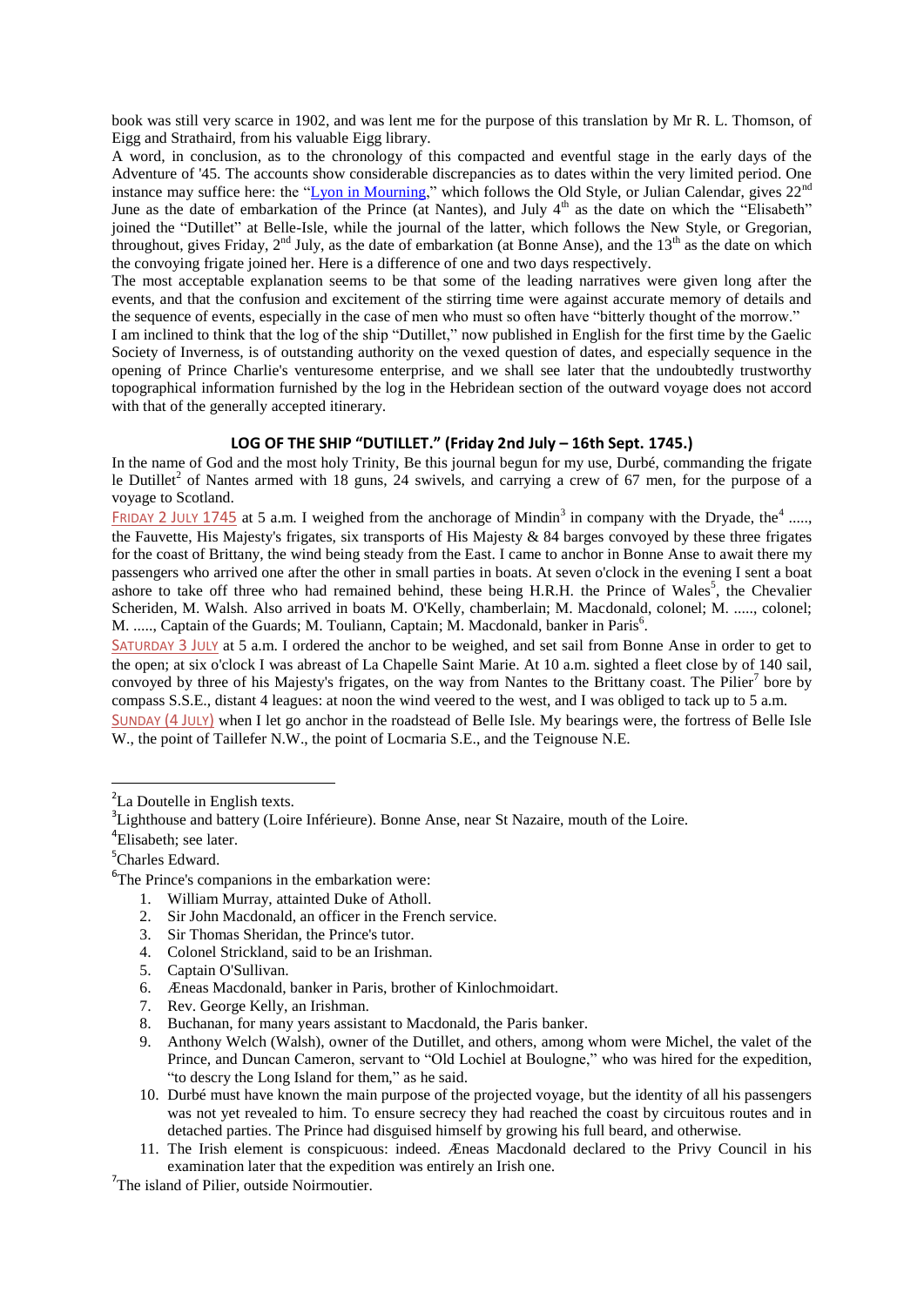book was still very scarce in 1902, and was lent me for the purpose of this translation by Mr R. L. Thomson, of Eigg and Strathaird, from his valuable Eigg library.

A word, in conclusion, as to the chronology of this compacted and eventful stage in the early days of the Adventure of '45. The accounts show considerable discrepancies as to dates within the very limited period. One instance may suffice here: the "Lyon in Mourning," which follows the Old Style, or Julian Calendar, gives 22nd June as the date of embarkation of the Prince (at Nantes), and July 4th as the date on which the "Elisabeth" joined the "Dutillet" at Belle-Isle, while the journal of the latter, which follows the New Style, or Gregorian, throughout, gives Friday, 2nd July, as the date of embarkation (at Bonne Anse), and the 13th as the date on which the convoying frigate joined her. Here is a difference of one and two days respectively.

The most acceptable explanation seems to be that some of the leading narratives were given long after the events, and that the confusion and excitement of the stirring time were against accurate memory of details and the sequence of events, especially in the case of men who must so often have "bitterly thought of the morrow."

I am inclined to think that the log of the ship "Dutillet," now published in English for the first time by the Gaelic Society of Inverness, is of outstanding authority on the vexed question of dates, and especially sequence in the opening of Prince Charlie's venturesome enterprise, and we shall see later that the undoubtedly trustworthy topographical information furnished by the log in the Hebridean section of the outward voyage does not accord with that of the generally accepted itinerary.

## LOG OF THE SHIP "DUTILLET." (Friday 2nd July – 16th Sept. 1745.)

In the name of God and the most holy Trinity, Be this journal begun for my use, Durbé, commanding the frigate le Dutillet[2] of Nantes armed with 18 guns, 24 swivels, and carrying a crew of 67 men, for the purpose of a voyage to Scotland.

FRIDAY 2 JULY 1745 at 5 a.m. I weighed from the anchorage of Mindin[3] in company with the Dryade, the[4] ....., the Fauvette, His Majesty's frigates, six transports of His Majesty & 84 barges convoyed by these three frigates for the coast of Brittany, the wind being steady from the East. I came to anchor in Bonne Anse to await there my passengers who arrived one after the other in small parties in boats. At seven o'clock in the evening I sent a boat ashore to take off three who had remained behind, these being H.R.H. the Prince of Wales[5], the Chevalier Scheriden, M. Walsh. Also arrived in boats M. O'Kelly, chamberlain; M. Macdonald, colonel; M. ....., colonel; M. ....., Captain of the Guards; M. Touliann, Captain; M. Macdonald, banker in Paris[6].

SATURDAY 3 JULY at 5 a.m. I ordered the anchor to be weighed, and set sail from Bonne Anse in order to get to the open; at six o'clock I was abreast of La Chapelle Saint Marie. At 10 a.m. sighted a fleet close by of 140 sail, convoyed by three of his Majesty's frigates, on the way from Nantes to the Brittany coast. The Pilier[7] bore by compass S.S.E., distant 4 leagues: at noon the wind veered to the west, and I was obliged to tack up to 5 a.m.

SUNDAY (4 JULY) when I let go anchor in the roadstead of Belle Isle. My bearings were, the fortress of Belle Isle W., the point of Taillefer N.W., the point of Locmaria S.E., and the Teignouse N.E.

---

[2] La Doutelle in English texts.

[3] Lighthouse and battery (Loire Inférieure). Bonne Anse, near St Nazaire, mouth of the Loire.

[4] Elisabeth; see later.

[5] Charles Edward.

[6] The Prince's companions in the embarkation were:

1. William Murray, attainted Duke of Atholl.
2. Sir John Macdonald, an officer in the French service.
3. Sir Thomas Sheridan, the Prince's tutor.
4. Colonel Strickland, said to be an Irishman.
5. Captain O'Sullivan.
6. Æneas Macdonald, banker in Paris, brother of Kinlochmoidart.
7. Rev. George Kelly, an Irishman.
8. Buchanan, for many years assistant to Macdonald, the Paris banker.
9. Anthony Welch (Walsh), owner of the Dutillet, and others, among whom were Michel, the valet of the Prince, and Duncan Cameron, servant to "Old Lochiel at Boulogne," who was hired for the expedition, "to descry the Long Island for them," as he said.
10. Durbé must have known the main purpose of the projected voyage, but the identity of all his passengers was not yet revealed to him. To ensure secrecy they had reached the coast by circuitous routes and in detached parties. The Prince had disguised himself by growing his full beard, and otherwise.
11. The Irish element is conspicuous: indeed. Æneas Macdonald declared to the Privy Council in his examination later that the expedition was entirely an Irish one.

[7] The island of Pilier, outside Noirmoutier.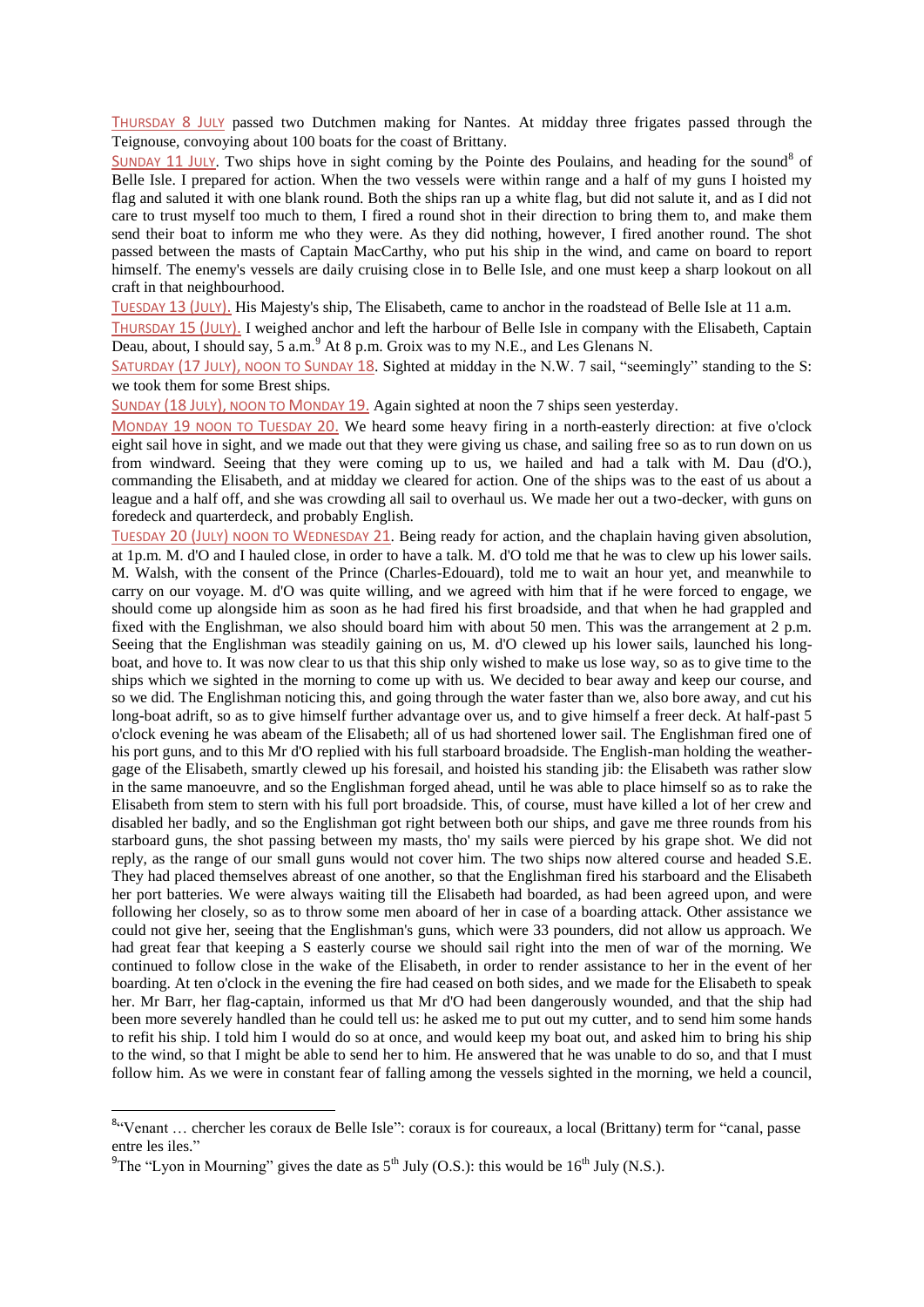THURSDAY 8 JULY passed two Dutchmen making for Nantes. At midday three frigates passed through the Teignouse, convoying about 100 boats for the coast of Brittany.

SUNDAY 11 JULY. Two ships hove in sight coming by the Pointe des Poulains, and heading for the sound[8] of Belle Isle. I prepared for action. When the two vessels were within range and a half of my guns I hoisted my flag and saluted it with one blank round. Both the ships ran up a white flag, but did not salute it, and as I did not care to trust myself too much to them, I fired a round shot in their direction to bring them to, and make them send their boat to inform me who they were. As they did nothing, however, I fired another round. The shot passed between the masts of Captain MacCarthy, who put his ship in the wind, and came on board to report himself. The enemy's vessels are daily cruising close in to Belle Isle, and one must keep a sharp lookout on all craft in that neighbourhood.

TUESDAY 13 (JULY). His Majesty's ship, The Elisabeth, came to anchor in the roadstead of Belle Isle at 11 a.m.

THURSDAY 15 (JULY). I weighed anchor and left the harbour of Belle Isle in company with the Elisabeth, Captain Deau, about, I should say, 5 a.m.[9] At 8 p.m. Groix was to my N.E., and Les Glenans N.

SATURDAY (17 JULY), NOON TO SUNDAY 18. Sighted at midday in the N.W. 7 sail, "seemingly" standing to the S: we took them for some Brest ships.

SUNDAY (18 JULY), NOON TO MONDAY 19. Again sighted at noon the 7 ships seen yesterday.

MONDAY 19 NOON TO TUESDAY 20. We heard some heavy firing in a north-easterly direction: at five o'clock eight sail hove in sight, and we made out that they were giving us chase, and sailing free so as to run down on us from windward. Seeing that they were coming up to us, we hailed and had a talk with M. Dau (d'O.), commanding the Elisabeth, and at midday we cleared for action. One of the ships was to the east of us about a league and a half off, and she was crowding all sail to overhaul us. We made her out a two-decker, with guns on foredeck and quarterdeck, and probably English.

TUESDAY 20 (JULY) NOON TO WEDNESDAY 21. Being ready for action, and the chaplain having given absolution, at 1p.m. M. d'O and I hauled close, in order to have a talk. M. d'O told me that he was to clew up his lower sails. M. Walsh, with the consent of the Prince (Charles-Edouard), told me to wait an hour yet, and meanwhile to carry on our voyage. M. d'O was quite willing, and we agreed with him that if he were forced to engage, we should come up alongside him as soon as he had fired his first broadside, and that when he had grappled and fixed with the Englishman, we also should board him with about 50 men. This was the arrangement at 2 p.m. Seeing that the Englishman was steadily gaining on us, M. d'O clewed up his lower sails, launched his long-boat, and hove to. It was now clear to us that this ship only wished to make us lose way, so as to give time to the ships which we sighted in the morning to come up with us. We decided to bear away and keep our course, and so we did. The Englishman noticing this, and going through the water faster than we, also bore away, and cut his long-boat adrift, so as to give himself further advantage over us, and to give himself a freer deck. At half-past 5 o'clock evening he was abeam of the Elisabeth; all of us had shortened lower sail. The Englishman fired one of his port guns, and to this Mr d'O replied with his full starboard broadside. The English-man holding the weather-gage of the Elisabeth, smartly clewed up his foresail, and hoisted his standing jib: the Elisabeth was rather slow in the same manoeuvre, and so the Englishman forged ahead, until he was able to place himself so as to rake the Elisabeth from stem to stern with his full port broadside. This, of course, must have killed a lot of her crew and disabled her badly, and so the Englishman got right between both our ships, and gave me three rounds from his starboard guns, the shot passing between my masts, tho' my sails were pierced by his grape shot. We did not reply, as the range of our small guns would not cover him. The two ships now altered course and headed S.E. They had placed themselves abreast of one another, so that the Englishman fired his starboard and the Elisabeth her port batteries. We were always waiting till the Elisabeth had boarded, as had been agreed upon, and were following her closely, so as to throw some men aboard of her in case of a boarding attack. Other assistance we could not give her, seeing that the Englishman's guns, which were 33 pounders, did not allow us approach. We had great fear that keeping a S easterly course we should sail right into the men of war of the morning. We continued to follow close in the wake of the Elisabeth, in order to render assistance to her in the event of her boarding. At ten o'clock in the evening the fire had ceased on both sides, and we made for the Elisabeth to speak her. Mr Barr, her flag-captain, informed us that Mr d'O had been dangerously wounded, and that the ship had been more severely handled than he could tell us: he asked me to put out my cutter, and to send him some hands to refit his ship. I told him I would do so at once, and would keep my boat out, and asked him to bring his ship to the wind, so that I might be able to send her to him. He answered that he was unable to do so, and that I must follow him. As we were in constant fear of falling among the vessels sighted in the morning, we held a council,

---

[8] "Venant … chercher les coraux de Belle Isle": coraux is for coureaux, a local (Brittany) term for "canal, passe entre les iles."

[9] The "Lyon in Mourning" gives the date as 5th July (O.S.): this would be 16th July (N.S.).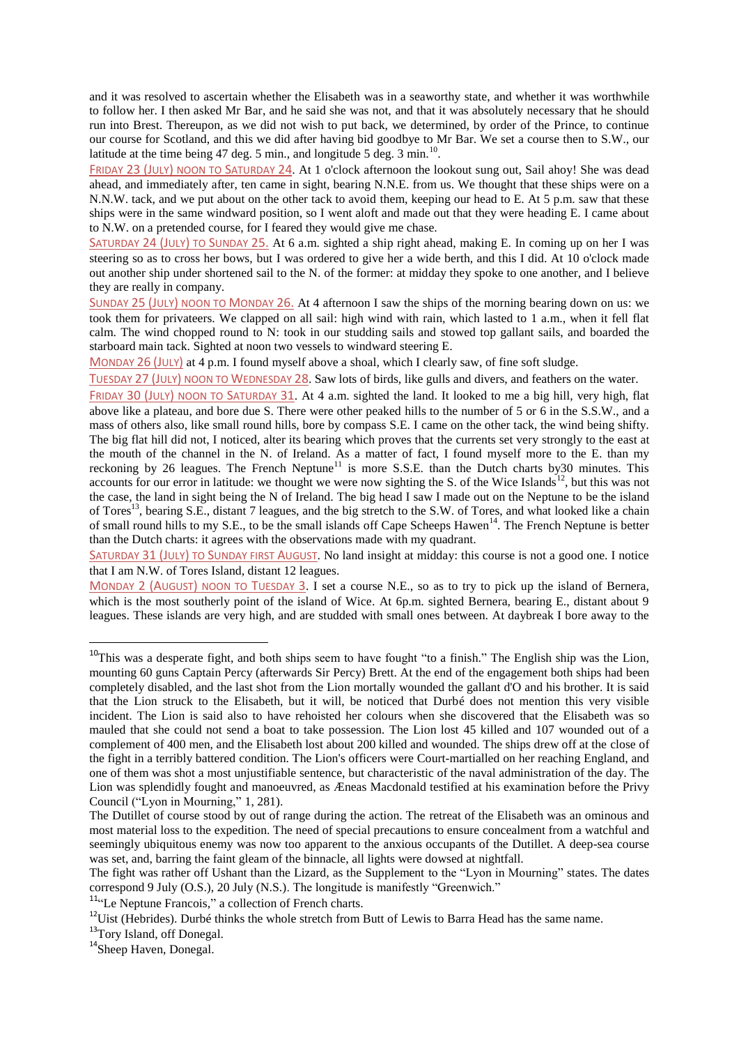and it was resolved to ascertain whether the Elisabeth was in a seaworthy state, and whether it was worthwhile to follow her. I then asked Mr Bar, and he said she was not, and that it was absolutely necessary that he should run into Brest. Thereupon, as we did not wish to put back, we determined, by order of the Prince, to continue our course for Scotland, and this we did after having bid goodbye to Mr Bar. We set a course then to S.W., our latitude at the time being 47 deg. 5 min., and longitude 5 deg. 3 min.[10].

FRIDAY 23 (JULY) NOON TO SATURDAY 24. At 1 o'clock afternoon the lookout sung out, Sail ahoy! She was dead ahead, and immediately after, ten came in sight, bearing N.N.E. from us. We thought that these ships were on a N.N.W. tack, and we put about on the other tack to avoid them, keeping our head to E. At 5 p.m. saw that these ships were in the same windward position, so I went aloft and made out that they were heading E. I came about to N.W. on a pretended course, for I feared they would give me chase.

SATURDAY 24 (JULY) TO SUNDAY 25. At 6 a.m. sighted a ship right ahead, making E. In coming up on her I was steering so as to cross her bows, but I was ordered to give her a wide berth, and this I did. At 10 o'clock made out another ship under shortened sail to the N. of the former: at midday they spoke to one another, and I believe they are really in company.

SUNDAY 25 (JULY) NOON TO MONDAY 26. At 4 afternoon I saw the ships of the morning bearing down on us: we took them for privateers. We clapped on all sail: high wind with rain, which lasted to 1 a.m., when it fell flat calm. The wind chopped round to N: took in our studding sails and stowed top gallant sails, and boarded the starboard main tack. Sighted at noon two vessels to windward steering E.

MONDAY 26 (JULY) at 4 p.m. I found myself above a shoal, which I clearly saw, of fine soft sludge.

TUESDAY 27 (JULY) NOON TO WEDNESDAY 28. Saw lots of birds, like gulls and divers, and feathers on the water.

FRIDAY 30 (JULY) NOON TO SATURDAY 31. At 4 a.m. sighted the land. It looked to me a big hill, very high, flat above like a plateau, and bore due S. There were other peaked hills to the number of 5 or 6 in the S.S.W., and a mass of others also, like small round hills, bore by compass S.E. I came on the other tack, the wind being shifty. The big flat hill did not, I noticed, alter its bearing which proves that the currents set very strongly to the east at the mouth of the channel in the N. of Ireland. As a matter of fact, I found myself more to the E. than my reckoning by 26 leagues. The French Neptune[11] is more S.S.E. than the Dutch charts by30 minutes. This accounts for our error in latitude: we thought we were now sighting the S. of the Wice Islands[12], but this was not the case, the land in sight being the N of Ireland. The big head I saw I made out on the Neptune to be the island of Tores[13], bearing S.E., distant 7 leagues, and the big stretch to the S.W. of Tores, and what looked like a chain of small round hills to my S.E., to be the small islands off Cape Scheeps Hawen[14]. The French Neptune is better than the Dutch charts: it agrees with the observations made with my quadrant.

SATURDAY 31 (JULY) TO SUNDAY FIRST AUGUST. No land insight at midday: this course is not a good one. I notice that I am N.W. of Tores Island, distant 12 leagues.

MONDAY 2 (AUGUST) NOON TO TUESDAY 3. I set a course N.E., so as to try to pick up the island of Bernera, which is the most southerly point of the island of Wice. At 6p.m. sighted Bernera, bearing E., distant about 9 leagues. These islands are very high, and are studded with small ones between. At daybreak I bore away to the

---

[10]This was a desperate fight, and both ships seem to have fought "to a finish." The English ship was the Lion, mounting 60 guns Captain Percy (afterwards Sir Percy) Brett. At the end of the engagement both ships had been completely disabled, and the last shot from the Lion mortally wounded the gallant d'O and his brother. It is said that the Lion struck to the Elisabeth, but it will, be noticed that Durbé does not mention this very visible incident. The Lion is said also to have rehoisted her colours when she discovered that the Elisabeth was so mauled that she could not send a boat to take possession. The Lion lost 45 killed and 107 wounded out of a complement of 400 men, and the Elisabeth lost about 200 killed and wounded. The ships drew off at the close of the fight in a terribly battered condition. The Lion's officers were Court-martialled on her reaching England, and one of them was shot a most unjustifiable sentence, but characteristic of the naval administration of the day. The Lion was splendidly fought and manoeuvred, as Æneas Macdonald testified at his examination before the Privy Council ("Lyon in Mourning," 1, 281).

The Dutillet of course stood by out of range during the action. The retreat of the Elisabeth was an ominous and most material loss to the expedition. The need of special precautions to ensure concealment from a watchful and seemingly ubiquitous enemy was now too apparent to the anxious occupants of the Dutillet. A deep-sea course was set, and, barring the faint gleam of the binnacle, all lights were dowsed at nightfall.

The fight was rather off Ushant than the Lizard, as the Supplement to the "Lyon in Mourning" states. The dates correspond 9 July (O.S.), 20 July (N.S.). The longitude is manifestly "Greenwich."

[11]"Le Neptune Francois," a collection of French charts.

[12]Uist (Hebrides). Durbé thinks the whole stretch from Butt of Lewis to Barra Head has the same name.

[13]Tory Island, off Donegal.

[14]Sheep Haven, Donegal.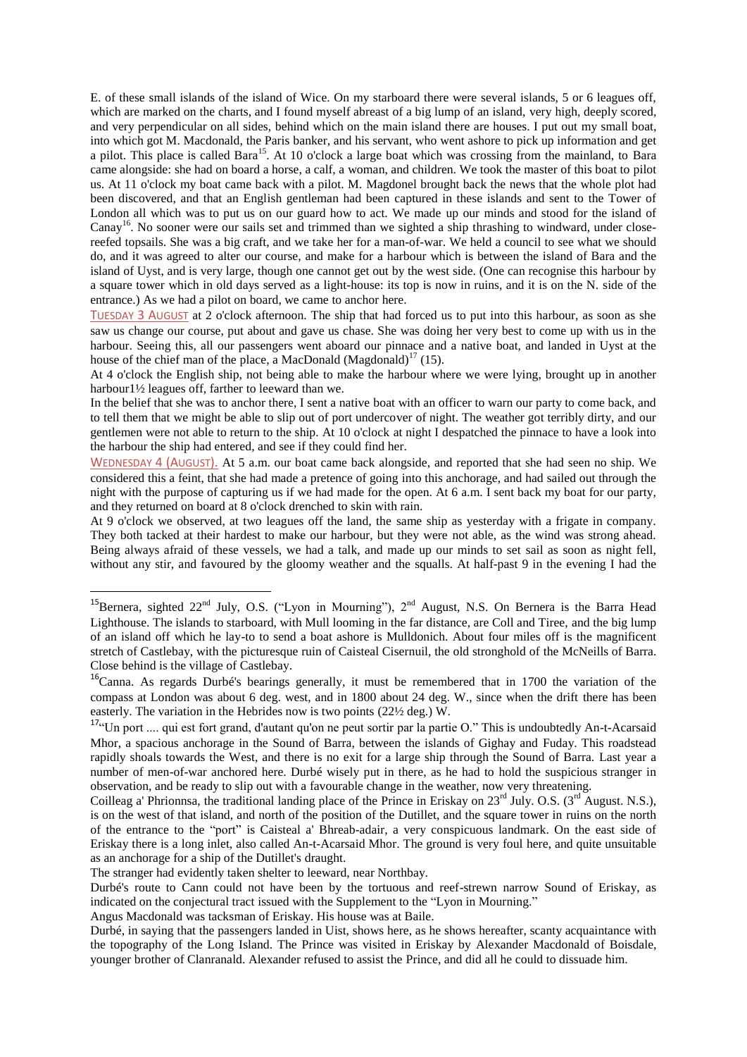E. of these small islands of the island of Wice. On my starboard there were several islands, 5 or 6 leagues off, which are marked on the charts, and I found myself abreast of a big lump of an island, very high, deeply scored, and very perpendicular on all sides, behind which on the main island there are houses. I put out my small boat, into which got M. Macdonald, the Paris banker, and his servant, who went ashore to pick up information and get a pilot. This place is called Bara[15]. At 10 o'clock a large boat which was crossing from the mainland, to Bara came alongside: she had on board a horse, a calf, a woman, and children. We took the master of this boat to pilot us. At 11 o'clock my boat came back with a pilot. M. Magdonel brought back the news that the whole plot had been discovered, and that an English gentleman had been captured in these islands and sent to the Tower of London all which was to put us on our guard how to act. We made up our minds and stood for the island of Canay[16]. No sooner were our sails set and trimmed than we sighted a ship thrashing to windward, under close-reefed topsails. She was a big craft, and we take her for a man-of-war. We held a council to see what we should do, and it was agreed to alter our course, and make for a harbour which is between the island of Bara and the island of Uyst, and is very large, though one cannot get out by the west side. (One can recognise this harbour by a square tower which in old days served as a light-house: its top is now in ruins, and it is on the N. side of the entrance.) As we had a pilot on board, we came to anchor here.

TUESDAY 3 AUGUST at 2 o'clock afternoon. The ship that had forced us to put into this harbour, as soon as she saw us change our course, put about and gave us chase. She was doing her very best to come up with us in the harbour. Seeing this, all our passengers went aboard our pinnace and a native boat, and landed in Uyst at the house of the chief man of the place, a MacDonald (Magdonald)[17] (15).

At 4 o'clock the English ship, not being able to make the harbour where we were lying, brought up in another harbour1½ leagues off, farther to leeward than we.

In the belief that she was to anchor there, I sent a native boat with an officer to warn our party to come back, and to tell them that we might be able to slip out of port undercover of night. The weather got terribly dirty, and our gentlemen were not able to return to the ship. At 10 o'clock at night I despatched the pinnace to have a look into the harbour the ship had entered, and see if they could find her.

WEDNESDAY 4 (AUGUST). At 5 a.m. our boat came back alongside, and reported that she had seen no ship. We considered this a feint, that she had made a pretence of going into this anchorage, and had sailed out through the night with the purpose of capturing us if we had made for the open. At 6 a.m. I sent back my boat for our party, and they returned on board at 8 o'clock drenched to skin with rain.

At 9 o'clock we observed, at two leagues off the land, the same ship as yesterday with a frigate in company. They both tacked at their hardest to make our harbour, but they were not able, as the wind was strong ahead. Being always afraid of these vessels, we had a talk, and made up our minds to set sail as soon as night fell, without any stir, and favoured by the gloomy weather and the squalls. At half-past 9 in the evening I had the

---

[15]Bernera, sighted 22nd July, O.S. ("Lyon in Mourning"), 2nd August, N.S. On Bernera is the Barra Head Lighthouse. The islands to starboard, with Mull looming in the far distance, are Coll and Tiree, and the big lump of an island off which he lay-to to send a boat ashore is Mulldonich. About four miles off is the magnificent stretch of Castlebay, with the picturesque ruin of Caisteal Cisernuil, the old stronghold of the McNeills of Barra. Close behind is the village of Castlebay.

[16]Canna. As regards Durbé's bearings generally, it must be remembered that in 1700 the variation of the compass at London was about 6 deg. west, and in 1800 about 24 deg. W., since when the drift there has been easterly. The variation in the Hebrides now is two points (22½ deg.) W.

[17]"Un port .... qui est fort grand, d'autant qu'on ne peut sortir par la partie O." This is undoubtedly An-t-Acarsaid Mhor, a spacious anchorage in the Sound of Barra, between the islands of Gighay and Fuday. This roadstead rapidly shoals towards the West, and there is no exit for a large ship through the Sound of Barra. Last year a number of men-of-war anchored here. Durbé wisely put in there, as he had to hold the suspicious stranger in observation, and be ready to slip out with a favourable change in the weather, now very threatening.

Coilleag a' Phrionnsa, the traditional landing place of the Prince in Eriskay on 23rd July. O.S. (3rd August. N.S.), is on the west of that island, and north of the position of the Dutillet, and the square tower in ruins on the north of the entrance to the "port" is Caisteal a' Bhreab-adair, a very conspicuous landmark. On the east side of Eriskay there is a long inlet, also called An-t-Acarsaid Mhor. The ground is very foul here, and quite unsuitable as an anchorage for a ship of the Dutillet's draught.

The stranger had evidently taken shelter to leeward, near Northbay.

Durbé's route to Cann could not have been by the tortuous and reef-strewn narrow Sound of Eriskay, as indicated on the conjectural tract issued with the Supplement to the "Lyon in Mourning."

Angus Macdonald was tacksman of Eriskay. His house was at Baile.

Durbé, in saying that the passengers landed in Uist, shows here, as he shows hereafter, scanty acquaintance with the topography of the Long Island. The Prince was visited in Eriskay by Alexander Macdonald of Boisdale, younger brother of Clanranald. Alexander refused to assist the Prince, and did all he could to dissuade him.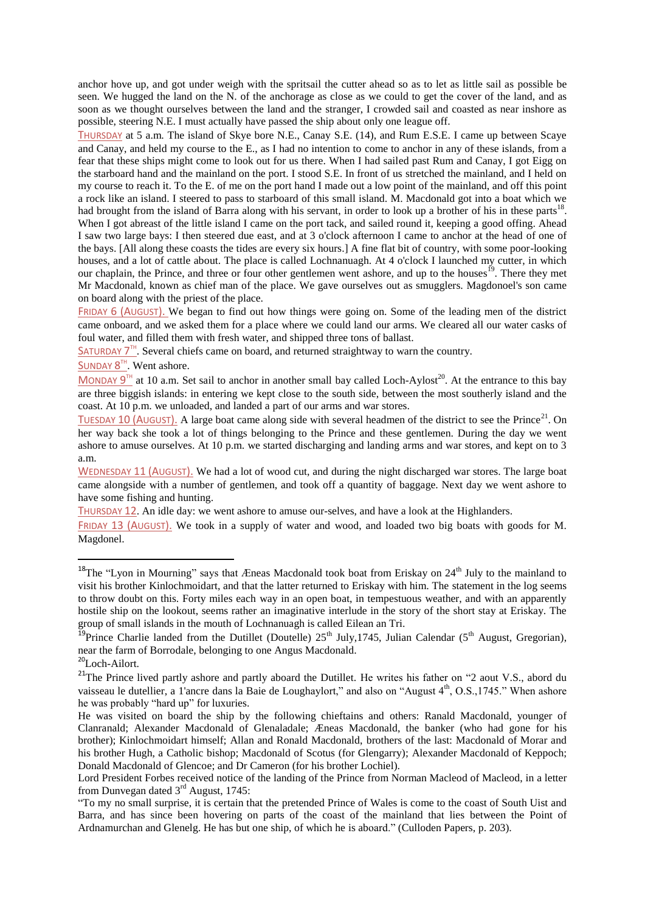anchor hove up, and got under weigh with the spritsail the cutter ahead so as to let as little sail as possible be seen. We hugged the land on the N. of the anchorage as close as we could to get the cover of the land, and as soon as we thought ourselves between the land and the stranger, I crowded sail and coasted as near inshore as possible, steering N.E. I must actually have passed the ship about only one league off.

THURSDAY at 5 a.m. The island of Skye bore N.E., Canay S.E. (14), and Rum E.S.E. I came up between Scaye and Canay, and held my course to the E., as I had no intention to come to anchor in any of these islands, from a fear that these ships might come to look out for us there. When I had sailed past Rum and Canay, I got Eigg on the starboard hand and the mainland on the port. I stood S.E. In front of us stretched the mainland, and I held on my course to reach it. To the E. of me on the port hand I made out a low point of the mainland, and off this point a rock like an island. I steered to pass to starboard of this small island. M. Macdonald got into a boat which we had brought from the island of Barra along with his servant, in order to look up a brother of his in these parts[18]. When I got abreast of the little island I came on the port tack, and sailed round it, keeping a good offing. Ahead I saw two large bays: I then steered due east, and at 3 o'clock afternoon I came to anchor at the head of one of the bays. [All along these coasts the tides are every six hours.] A fine flat bit of country, with some poor-looking houses, and a lot of cattle about. The place is called Lochnanuagh. At 4 o'clock I launched my cutter, in which our chaplain, the Prince, and three or four other gentlemen went ashore, and up to the houses[19]. There they met Mr Macdonald, known as chief man of the place. We gave ourselves out as smugglers. Magdonoel's son came on board along with the priest of the place.

FRIDAY 6 (AUGUST). We began to find out how things were going on. Some of the leading men of the district came onboard, and we asked them for a place where we could land our arms. We cleared all our water casks of foul water, and filled them with fresh water, and shipped three tons of ballast.

SATURDAY 7TH. Several chiefs came on board, and returned straightway to warn the country.

SUNDAY 8TH. Went ashore.

MONDAY 9TH at 10 a.m. Set sail to anchor in another small bay called Loch-Aylost[20]. At the entrance to this bay are three biggish islands: in entering we kept close to the south side, between the most southerly island and the coast. At 10 p.m. we unloaded, and landed a part of our arms and war stores.

TUESDAY 10 (AUGUST). A large boat came along side with several headmen of the district to see the Prince[21]. On her way back she took a lot of things belonging to the Prince and these gentlemen. During the day we went ashore to amuse ourselves. At 10 p.m. we started discharging and landing arms and war stores, and kept on to 3 a.m.

WEDNESDAY 11 (AUGUST). We had a lot of wood cut, and during the night discharged war stores. The large boat came alongside with a number of gentlemen, and took off a quantity of baggage. Next day we went ashore to have some fishing and hunting.

THURSDAY 12. An idle day: we went ashore to amuse our-selves, and have a look at the Highlanders.

FRIDAY 13 (AUGUST). We took in a supply of water and wood, and loaded two big boats with goods for M. Magdonel.

---

[18] The "Lyon in Mourning" says that Æneas Macdonald took boat from Eriskay on 24th July to the mainland to visit his brother Kinlochmoidart, and that the latter returned to Eriskay with him. The statement in the log seems to throw doubt on this. Forty miles each way in an open boat, in tempestuous weather, and with an apparently hostile ship on the lookout, seems rather an imaginative interlude in the story of the short stay at Eriskay. The group of small islands in the mouth of Lochnanuagh is called Eilean an Tri.

[19] Prince Charlie landed from the Dutillet (Doutelle) 25th July,1745, Julian Calendar (5th August, Gregorian), near the farm of Borrodale, belonging to one Angus Macdonald.

[20] Loch-Ailort.

[21] The Prince lived partly ashore and partly aboard the Dutillet. He writes his father on "2 aout V.S., abord du vaisseau le dutellier, a 1'ancre dans la Baie de Loughaylort," and also on "August 4th, O.S.,1745." When ashore he was probably "hard up" for luxuries.

He was visited on board the ship by the following chieftains and others: Ranald Macdonald, younger of Clanranald; Alexander Macdonald of Glenaladale; Æneas Macdonald, the banker (who had gone for his brother); Kinlochmoidart himself; Allan and Ronald Macdonald, brothers of the last: Macdonald of Morar and his brother Hugh, a Catholic bishop; Macdonald of Scotus (for Glengarry); Alexander Macdonald of Keppoch; Donald Macdonald of Glencoe; and Dr Cameron (for his brother Lochiel).

Lord President Forbes received notice of the landing of the Prince from Norman Macleod of Macleod, in a letter from Dunvegan dated 3rd August, 1745:

"To my no small surprise, it is certain that the pretended Prince of Wales is come to the coast of South Uist and Barra, and has since been hovering on parts of the coast of the mainland that lies between the Point of Ardnamurchan and Glenelg. He has but one ship, of which he is aboard." (Culloden Papers, p. 203).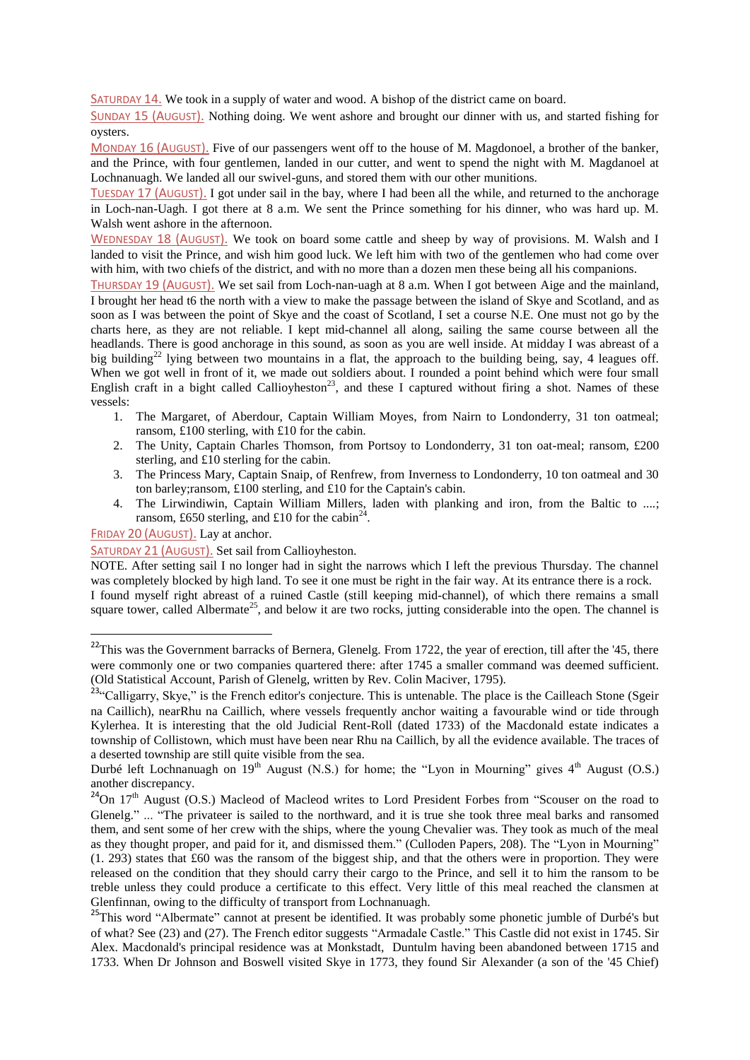SATURDAY 14. We took in a supply of water and wood. A bishop of the district came on board.

SUNDAY 15 (AUGUST). Nothing doing. We went ashore and brought our dinner with us, and started fishing for oysters.

MONDAY 16 (AUGUST). Five of our passengers went off to the house of M. Magdonoel, a brother of the banker, and the Prince, with four gentlemen, landed in our cutter, and went to spend the night with M. Magdanoel at Lochnanuagh. We landed all our swivel-guns, and stored them with our other munitions.

TUESDAY 17 (AUGUST). I got under sail in the bay, where I had been all the while, and returned to the anchorage in Loch-nan-Uagh. I got there at 8 a.m. We sent the Prince something for his dinner, who was hard up. M. Walsh went ashore in the afternoon.

WEDNESDAY 18 (AUGUST). We took on board some cattle and sheep by way of provisions. M. Walsh and I landed to visit the Prince, and wish him good luck. We left him with two of the gentlemen who had come over with him, with two chiefs of the district, and with no more than a dozen men these being all his companions.

THURSDAY 19 (AUGUST). We set sail from Loch-nan-uagh at 8 a.m. When I got between Aige and the mainland, I brought her head t6 the north with a view to make the passage between the island of Skye and Scotland, and as soon as I was between the point of Skye and the coast of Scotland, I set a course N.E. One must not go by the charts here, as they are not reliable. I kept mid-channel all along, sailing the same course between all the headlands. There is good anchorage in this sound, as soon as you are well inside. At midday I was abreast of a big building[22] lying between two mountains in a flat, the approach to the building being, say, 4 leagues off. When we got well in front of it, we made out soldiers about. I rounded a point behind which were four small English craft in a bight called Callioyheston[23], and these I captured without firing a shot. Names of these vessels:

1. The Margaret, of Aberdour, Captain William Moyes, from Nairn to Londonderry, 31 ton oatmeal; ransom, £100 sterling, with £10 for the cabin.
2. The Unity, Captain Charles Thomson, from Portsoy to Londonderry, 31 ton oat-meal; ransom, £200 sterling, and £10 sterling for the cabin.
3. The Princess Mary, Captain Snaip, of Renfrew, from Inverness to Londonderry, 10 ton oatmeal and 30 ton barley;ransom, £100 sterling, and £10 for the Captain's cabin.
4. The Lirwindiwin, Captain William Millers, laden with planking and iron, from the Baltic to ....; ransom, £650 sterling, and £10 for the cabin[24].

FRIDAY 20 (AUGUST). Lay at anchor.

SATURDAY 21 (AUGUST). Set sail from Callioyheston.

NOTE. After setting sail I no longer had in sight the narrows which I left the previous Thursday. The channel was completely blocked by high land. To see it one must be right in the fair way. At its entrance there is a rock. I found myself right abreast of a ruined Castle (still keeping mid-channel), of which there remains a small square tower, called Albermate[25], and below it are two rocks, jutting considerable into the open. The channel is

---

[22]This was the Government barracks of Bernera, Glenelg. From 1722, the year of erection, till after the '45, there were commonly one or two companies quartered there: after 1745 a smaller command was deemed sufficient. (Old Statistical Account, Parish of Glenelg, written by Rev. Colin Maciver, 1795).

[23]"Calligarry, Skye," is the French editor's conjecture. This is untenable. The place is the Cailleach Stone (Sgeir na Caillich), nearRhu na Caillich, where vessels frequently anchor waiting a favourable wind or tide through Kylerhea. It is interesting that the old Judicial Rent-Roll (dated 1733) of the Macdonald estate indicates a township of Collistown, which must have been near Rhu na Caillich, by all the evidence available. The traces of a deserted township are still quite visible from the sea.

Durbé left Lochnanuagh on 19th August (N.S.) for home; the "Lyon in Mourning" gives 4th August (O.S.) another discrepancy.

[24]On 17th August (O.S.) Macleod of Macleod writes to Lord President Forbes from "Scouser on the road to Glenelg." ... "The privateer is sailed to the northward, and it is true she took three meal barks and ransomed them, and sent some of her crew with the ships, where the young Chevalier was. They took as much of the meal as they thought proper, and paid for it, and dismissed them." (Culloden Papers, 208). The "Lyon in Mourning" (1. 293) states that £60 was the ransom of the biggest ship, and that the others were in proportion. They were released on the condition that they should carry their cargo to the Prince, and sell it to him the ransom to be treble unless they could produce a certificate to this effect. Very little of this meal reached the clansmen at Glenfinnan, owing to the difficulty of transport from Lochnanuagh.

[25]This word "Albermate" cannot at present be identified. It was probably some phonetic jumble of Durbé's but of what? See (23) and (27). The French editor suggests "Armadale Castle." This Castle did not exist in 1745. Sir Alex. Macdonald's principal residence was at Monkstadt, Duntulm having been abandoned between 1715 and 1733. When Dr Johnson and Boswell visited Skye in 1773, they found Sir Alexander (a son of the '45 Chief)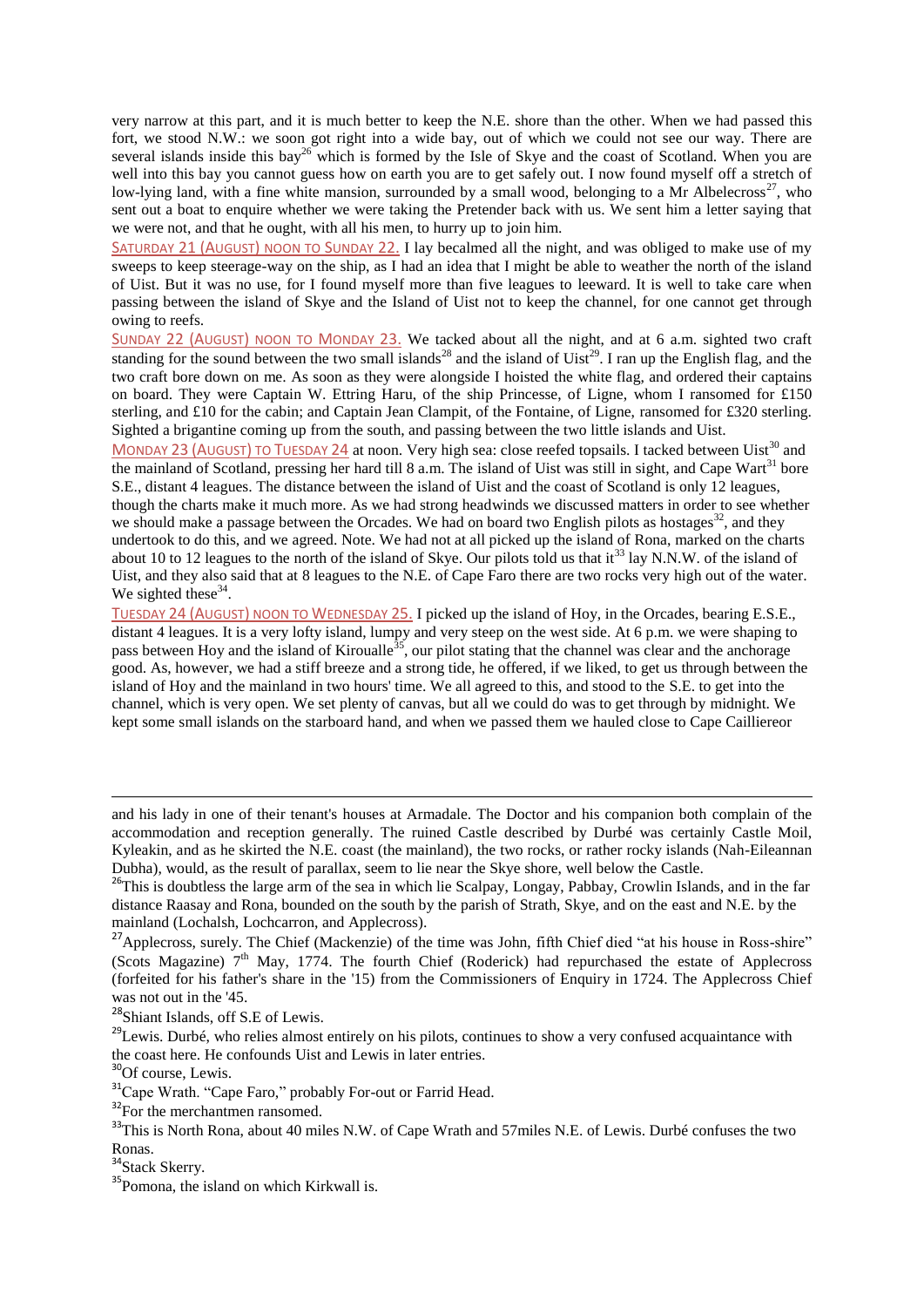very narrow at this part, and it is much better to keep the N.E. shore than the other. When we had passed this fort, we stood N.W.: we soon got right into a wide bay, out of which we could not see our way. There are several islands inside this bay[26] which is formed by the Isle of Skye and the coast of Scotland. When you are well into this bay you cannot guess how on earth you are to get safely out. I now found myself off a stretch of low-lying land, with a fine white mansion, surrounded by a small wood, belonging to a Mr Albelecross[27], who sent out a boat to enquire whether we were taking the Pretender back with us. We sent him a letter saying that we were not, and that he ought, with all his men, to hurry up to join him.

SATURDAY 21 (AUGUST) NOON TO SUNDAY 22. I lay becalmed all the night, and was obliged to make use of my sweeps to keep steerage-way on the ship, as I had an idea that I might be able to weather the north of the island of Uist. But it was no use, for I found myself more than five leagues to leeward. It is well to take care when passing between the island of Skye and the Island of Uist not to keep the channel, for one cannot get through owing to reefs.

SUNDAY 22 (AUGUST) NOON TO MONDAY 23. We tacked about all the night, and at 6 a.m. sighted two craft standing for the sound between the two small islands[28] and the island of Uist[29]. I ran up the English flag, and the two craft bore down on me. As soon as they were alongside I hoisted the white flag, and ordered their captains on board. They were Captain W. Ettring Haru, of the ship Princesse, of Ligne, whom I ransomed for £150 sterling, and £10 for the cabin; and Captain Jean Clampit, of the Fontaine, of Ligne, ransomed for £320 sterling. Sighted a brigantine coming up from the south, and passing between the two little islands and Uist.

MONDAY 23 (AUGUST) TO TUESDAY 24 at noon. Very high sea: close reefed topsails. I tacked between Uist[30] and the mainland of Scotland, pressing her hard till 8 a.m. The island of Uist was still in sight, and Cape Wart[31] bore S.E., distant 4 leagues. The distance between the island of Uist and the coast of Scotland is only 12 leagues, though the charts make it much more. As we had strong headwinds we discussed matters in order to see whether we should make a passage between the Orcades. We had on board two English pilots as hostages[32], and they undertook to do this, and we agreed. Note. We had not at all picked up the island of Rona, marked on the charts about 10 to 12 leagues to the north of the island of Skye. Our pilots told us that it[33] lay N.N.W. of the island of Uist, and they also said that at 8 leagues to the N.E. of Cape Faro there are two rocks very high out of the water. We sighted these[34].

TUESDAY 24 (AUGUST) NOON TO WEDNESDAY 25. I picked up the island of Hoy, in the Orcades, bearing E.S.E., distant 4 leagues. It is a very lofty island, lumpy and very steep on the west side. At 6 p.m. we were shaping to pass between Hoy and the island of Kiroualle[35], our pilot stating that the channel was clear and the anchorage good. As, however, we had a stiff breeze and a strong tide, he offered, if we liked, to get us through between the island of Hoy and the mainland in two hours' time. We all agreed to this, and stood to the S.E. to get into the channel, which is very open. We set plenty of canvas, but all we could do was to get through by midnight. We kept some small islands on the starboard hand, and when we passed them we hauled close to Cape Caillierеor

---

and his lady in one of their tenant's houses at Armadale. The Doctor and his companion both complain of the accommodation and reception generally. The ruined Castle described by Durbé was certainly Castle Moil, Kyleakin, and as he skirted the N.E. coast (the mainland), the two rocks, or rather rocky islands (Nah-Eileannan Dubha), would, as the result of parallax, seem to lie near the Skye shore, well below the Castle.

[26] This is doubtless the large arm of the sea in which lie Scalpay, Longay, Pabbay, Crowlin Islands, and in the far distance Raasay and Rona, bounded on the south by the parish of Strath, Skye, and on the east and N.E. by the mainland (Lochalsh, Lochcarron, and Applecross).

[27] Applecross, surely. The Chief (Mackenzie) of the time was John, fifth Chief died "at his house in Ross-shire" (Scots Magazine) 7th May, 1774. The fourth Chief (Roderick) had repurchased the estate of Applecross (forfeited for his father's share in the '15) from the Commissioners of Enquiry in 1724. The Applecross Chief was not out in the '45.

[28] Shiant Islands, off S.E of Lewis.

[29] Lewis. Durbé, who relies almost entirely on his pilots, continues to show a very confused acquaintance with the coast here. He confounds Uist and Lewis in later entries.

[30] Of course, Lewis.

[31] Cape Wrath. "Cape Faro," probably For-out or Farrid Head.

[32] For the merchantmen ransomed.

[33] This is North Rona, about 40 miles N.W. of Cape Wrath and 57miles N.E. of Lewis. Durbé confuses the two Ronas.

[34] Stack Skerry.

[35] Pomona, the island on which Kirkwall is.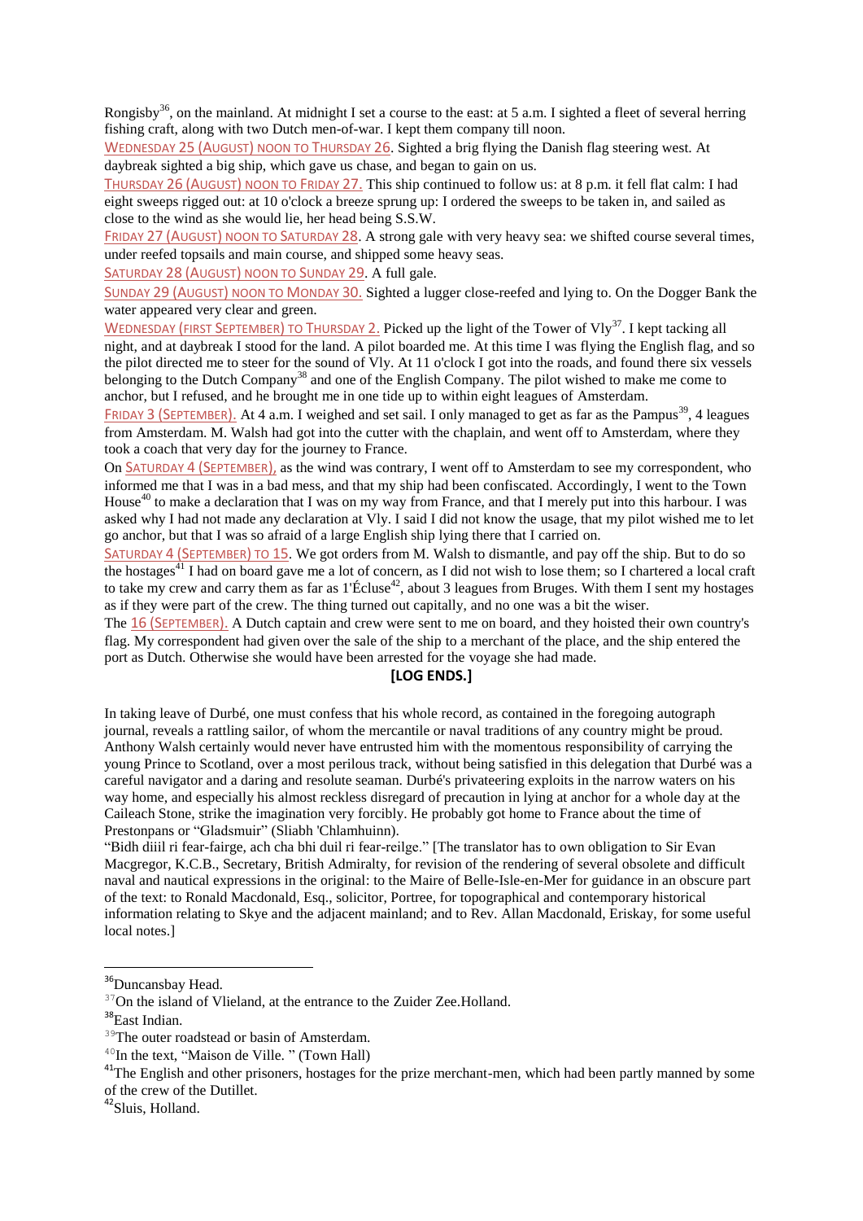Rongisby[36], on the mainland. At midnight I set a course to the east: at 5 a.m. I sighted a fleet of several herring fishing craft, along with two Dutch men-of-war. I kept them company till noon.

WEDNESDAY 25 (AUGUST) NOON TO THURSDAY 26. Sighted a brig flying the Danish flag steering west. At daybreak sighted a big ship, which gave us chase, and began to gain on us.

THURSDAY 26 (AUGUST) NOON TO FRIDAY 27. This ship continued to follow us: at 8 p.m. it fell flat calm: I had eight sweeps rigged out: at 10 o'clock a breeze sprung up: I ordered the sweeps to be taken in, and sailed as close to the wind as she would lie, her head being S.S.W.

FRIDAY 27 (AUGUST) NOON TO SATURDAY 28. A strong gale with very heavy sea: we shifted course several times, under reefed topsails and main course, and shipped some heavy seas.

SATURDAY 28 (AUGUST) NOON TO SUNDAY 29. A full gale.

SUNDAY 29 (AUGUST) NOON TO MONDAY 30. Sighted a lugger close-reefed and lying to. On the Dogger Bank the water appeared very clear and green.

WEDNESDAY (FIRST SEPTEMBER) TO THURSDAY 2. Picked up the light of the Tower of Vly[37]. I kept tacking all night, and at daybreak I stood for the land. A pilot boarded me. At this time I was flying the English flag, and so the pilot directed me to steer for the sound of Vly. At 11 o'clock I got into the roads, and found there six vessels belonging to the Dutch Company[38] and one of the English Company. The pilot wished to make me come to anchor, but I refused, and he brought me in one tide up to within eight leagues of Amsterdam.

FRIDAY 3 (SEPTEMBER). At 4 a.m. I weighed and set sail. I only managed to get as far as the Pampus[39], 4 leagues from Amsterdam. M. Walsh had got into the cutter with the chaplain, and went off to Amsterdam, where they took a coach that very day for the journey to France.

On SATURDAY 4 (SEPTEMBER), as the wind was contrary, I went off to Amsterdam to see my correspondent, who informed me that I was in a bad mess, and that my ship had been confiscated. Accordingly, I went to the Town House[40] to make a declaration that I was on my way from France, and that I merely put into this harbour. I was asked why I had not made any declaration at Vly. I said I did not know the usage, that my pilot wished me to let go anchor, but that I was so afraid of a large English ship lying there that I carried on.

SATURDAY 4 (SEPTEMBER) TO 15. We got orders from M. Walsh to dismantle, and pay off the ship. But to do so the hostages[41] I had on board gave me a lot of concern, as I did not wish to lose them; so I chartered a local craft to take my crew and carry them as far as l'Écluse[42], about 3 leagues from Bruges. With them I sent my hostages as if they were part of the crew. The thing turned out capitally, and no one was a bit the wiser.

The 16 (SEPTEMBER). A Dutch captain and crew were sent to me on board, and they hoisted their own country's flag. My correspondent had given over the sale of the ship to a merchant of the place, and the ship entered the port as Dutch. Otherwise she would have been arrested for the voyage she had made.

**[LOG ENDS.]**

In taking leave of Durbé, one must confess that his whole record, as contained in the foregoing autograph journal, reveals a rattling sailor, of whom the mercantile or naval traditions of any country might be proud. Anthony Walsh certainly would never have entrusted him with the momentous responsibility of carrying the young Prince to Scotland, over a most perilous track, without being satisfied in this delegation that Durbé was a careful navigator and a daring and resolute seaman. Durbé's privateering exploits in the narrow waters on his way home, and especially his almost reckless disregard of precaution in lying at anchor for a whole day at the Caileach Stone, strike the imagination very forcibly. He probably got home to France about the time of Prestonpans or "Gladsmuir" (Sliabh 'Chlamhuinn).

"Bidh diiil ri fear-fairge, ach cha bhi duil ri fear-reilge." [The translator has to own obligation to Sir Evan Macgregor, K.C.B., Secretary, British Admiralty, for revision of the rendering of several obsolete and difficult naval and nautical expressions in the original: to the Maire of Belle-Isle-en-Mer for guidance in an obscure part of the text: to Ronald Macdonald, Esq., solicitor, Portree, for topographical and contemporary historical information relating to Skye and the adjacent mainland; and to Rev. Allan Macdonald, Eriskay, for some useful local notes.]

---

[36] Duncansbay Head.

[37] On the island of Vlieland, at the entrance to the Zuider Zee.Holland.

[38] East Indian.

[39] The outer roadstead or basin of Amsterdam.

[40] In the text, "Maison de Ville. " (Town Hall)

[41] The English and other prisoners, hostages for the prize merchant-men, which had been partly manned by some of the crew of the Dutillet.

[42] Sluis, Holland.